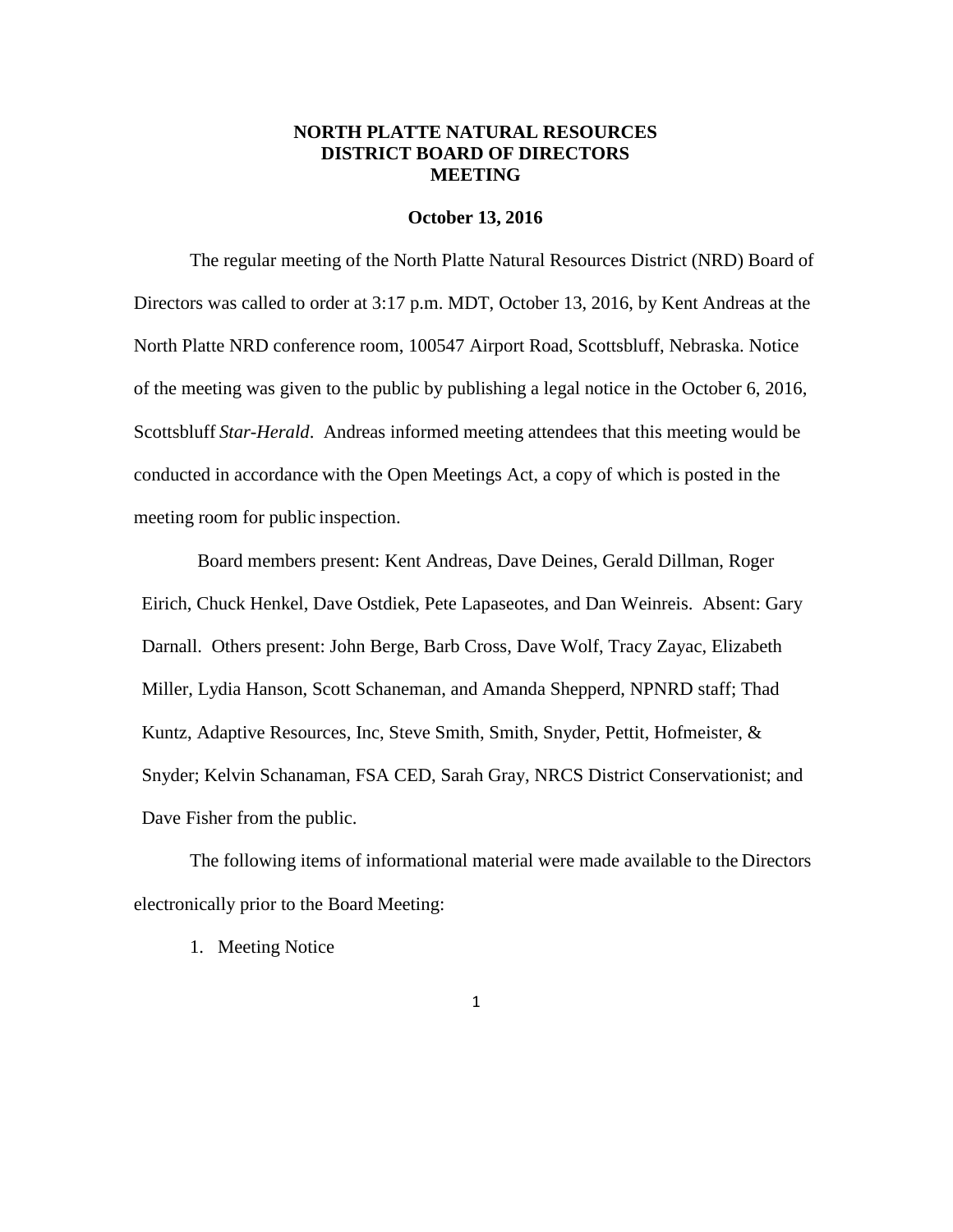# NORTH PLATTE NATURAL RESOURCES DISTRICT BOARD OF DIRECTORS MEETING

## October 13, 2016

The regular meeting of the North Platte Natural Resources District (NRD) Board of Directors was called to order at 3:17 p.m. MDT, October 13, 2016, by Kent Andreas at the North Platte NRD conference room, 100547 Airport Road, Scottsbluff, Nebraska. Notice of the meeting was given to the public by publishing a legal notice in the October 6, 2016, Scottsbluff *Star-Herald*. Andreas informed meeting attendees that this meeting would be conducted in accordance with the Open Meetings Act, a copy of which is posted in the meeting room for public inspection.

Board members present: Kent Andreas, Dave Deines, Gerald Dillman, Roger Eirich, Chuck Henkel, Dave Ostdiek, Pete Lapaseotes, and Dan Weinreis. Absent: Gary Darnall. Others present: John Berge, Barb Cross, Dave Wolf, Tracy Zayac, Elizabeth Miller, Lydia Hanson, Scott Schaneman, and Amanda Shepperd, NPNRD staff; Thad Kuntz, Adaptive Resources, Inc, Steve Smith, Smith, Snyder, Pettit, Hofmeister, & Snyder; Kelvin Schanaman, FSA CED, Sarah Gray, NRCS District Conservationist; and Dave Fisher from the public.

The following items of informational material were made available to the Directors electronically prior to the Board Meeting:

1. Meeting Notice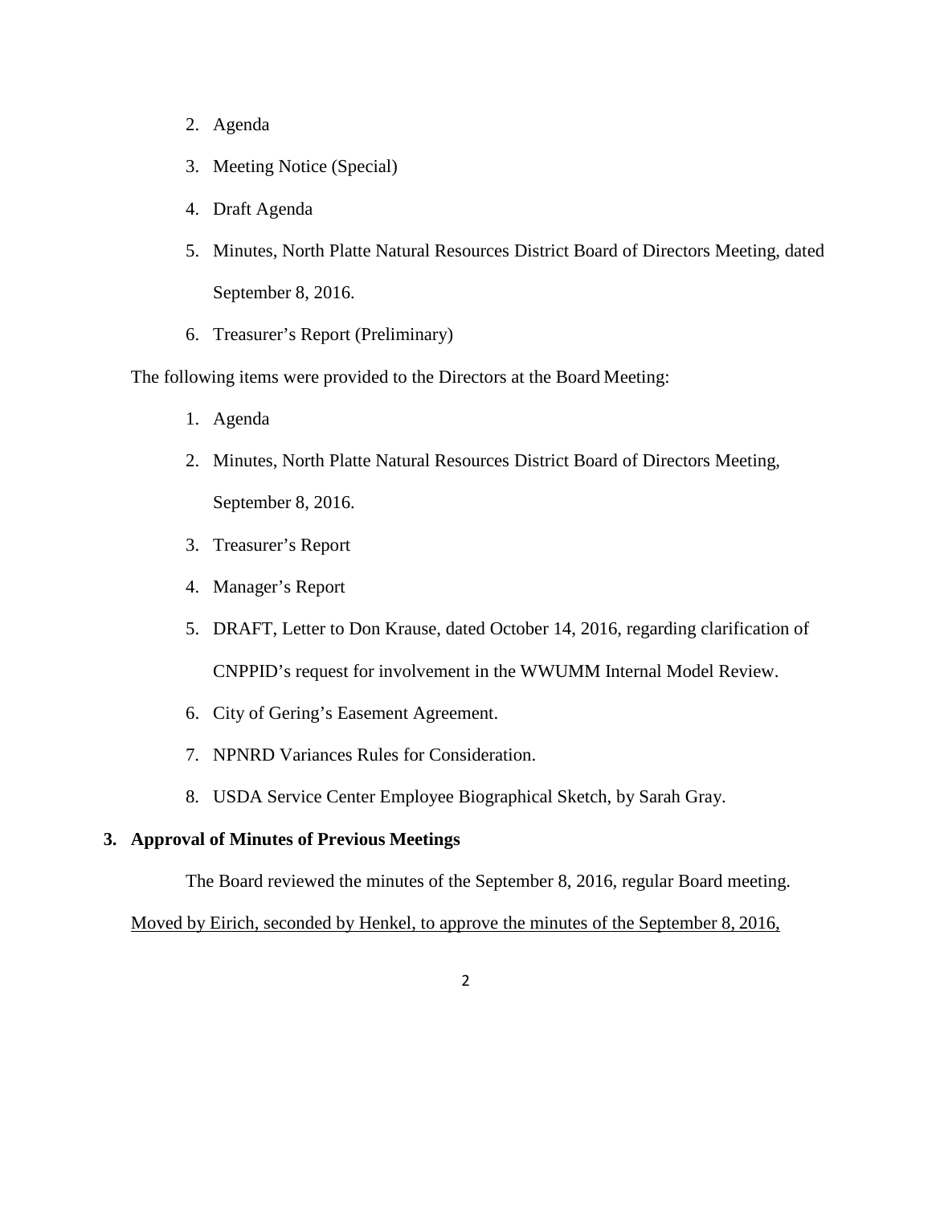2. Agenda
3. Meeting Notice (Special)
4. Draft Agenda
5. Minutes, North Platte Natural Resources District Board of Directors Meeting, dated September 8, 2016.
6. Treasurer's Report (Preliminary)

The following items were provided to the Directors at the Board Meeting:

1. Agenda
2. Minutes, North Platte Natural Resources District Board of Directors Meeting, September 8, 2016.
3. Treasurer's Report
4. Manager's Report
5. DRAFT, Letter to Don Krause, dated October 14, 2016, regarding clarification of CNPPID's request for involvement in the WWUMM Internal Model Review.
6. City of Gering's Easement Agreement.
7. NPNRD Variances Rules for Consideration.
8. USDA Service Center Employee Biographical Sketch, by Sarah Gray.

**3. Approval of Minutes of Previous Meetings**

The Board reviewed the minutes of the September 8, 2016, regular Board meeting.

<u>Moved by Eirich, seconded by Henkel, to approve the minutes of the September 8, 2016,</u>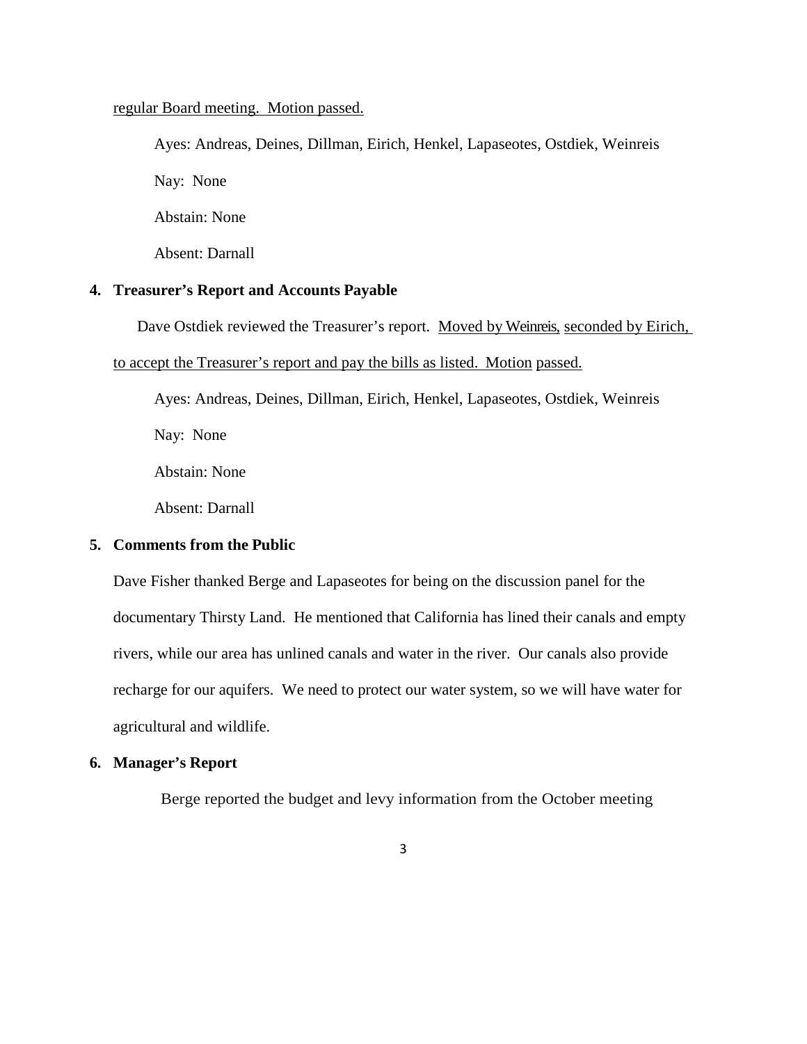regular Board meeting. Motion passed.

Ayes: Andreas, Deines, Dillman, Eirich, Henkel, Lapaseotes, Ostdiek, Weinreis

Nay: None

Abstain: None

Absent: Darnall

**4. Treasurer's Report and Accounts Payable**

Dave Ostdiek reviewed the Treasurer's report. Moved by Weinreis, seconded by Eirich, to accept the Treasurer's report and pay the bills as listed. Motion passed.

Ayes: Andreas, Deines, Dillman, Eirich, Henkel, Lapaseotes, Ostdiek, Weinreis

Nay: None

Abstain: None

Absent: Darnall

**5. Comments from the Public**

Dave Fisher thanked Berge and Lapaseotes for being on the discussion panel for the documentary Thirsty Land. He mentioned that California has lined their canals and empty rivers, while our area has unlined canals and water in the river. Our canals also provide recharge for our aquifers. We need to protect our water system, so we will have water for agricultural and wildlife.

**6. Manager's Report**

Berge reported the budget and levy information from the October meeting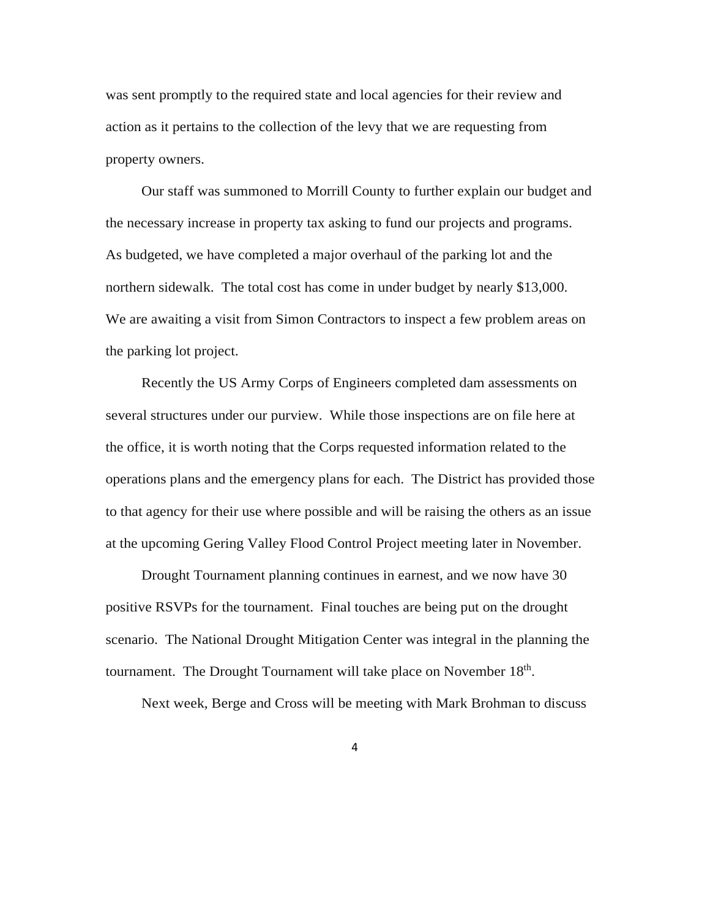was sent promptly to the required state and local agencies for their review and action as it pertains to the collection of the levy that we are requesting from property owners.

Our staff was summoned to Morrill County to further explain our budget and the necessary increase in property tax asking to fund our projects and programs. As budgeted, we have completed a major overhaul of the parking lot and the northern sidewalk. The total cost has come in under budget by nearly $13,000. We are awaiting a visit from Simon Contractors to inspect a few problem areas on the parking lot project.

Recently the US Army Corps of Engineers completed dam assessments on several structures under our purview. While those inspections are on file here at the office, it is worth noting that the Corps requested information related to the operations plans and the emergency plans for each. The District has provided those to that agency for their use where possible and will be raising the others as an issue at the upcoming Gering Valley Flood Control Project meeting later in November.

Drought Tournament planning continues in earnest, and we now have 30 positive RSVPs for the tournament. Final touches are being put on the drought scenario. The National Drought Mitigation Center was integral in the planning the tournament. The Drought Tournament will take place on November 18th.

Next week, Berge and Cross will be meeting with Mark Brohman to discuss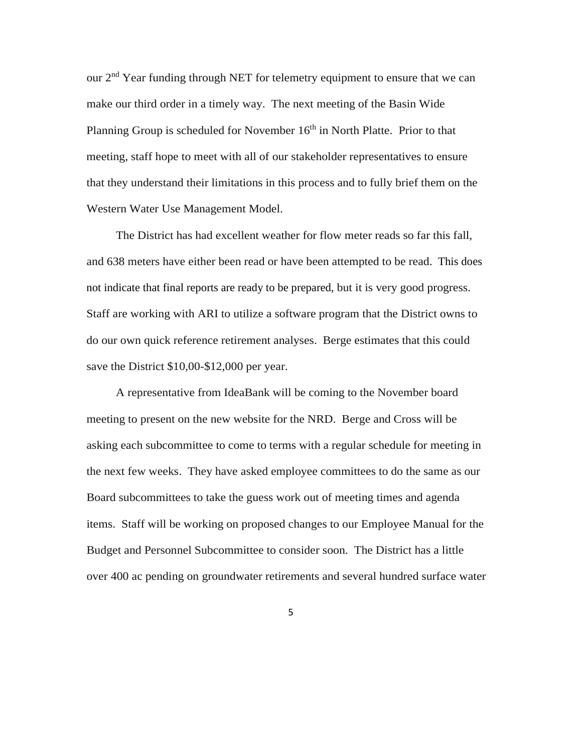our 2nd Year funding through NET for telemetry equipment to ensure that we can make our third order in a timely way. The next meeting of the Basin Wide Planning Group is scheduled for November 16th in North Platte. Prior to that meeting, staff hope to meet with all of our stakeholder representatives to ensure that they understand their limitations in this process and to fully brief them on the Western Water Use Management Model.

The District has had excellent weather for flow meter reads so far this fall, and 638 meters have either been read or have been attempted to be read. This does not indicate that final reports are ready to be prepared, but it is very good progress. Staff are working with ARI to utilize a software program that the District owns to do our own quick reference retirement analyses. Berge estimates that this could save the District $10,00-$12,000 per year.

A representative from IdeaBank will be coming to the November board meeting to present on the new website for the NRD. Berge and Cross will be asking each subcommittee to come to terms with a regular schedule for meeting in the next few weeks. They have asked employee committees to do the same as our Board subcommittees to take the guess work out of meeting times and agenda items. Staff will be working on proposed changes to our Employee Manual for the Budget and Personnel Subcommittee to consider soon. The District has a little over 400 ac pending on groundwater retirements and several hundred surface water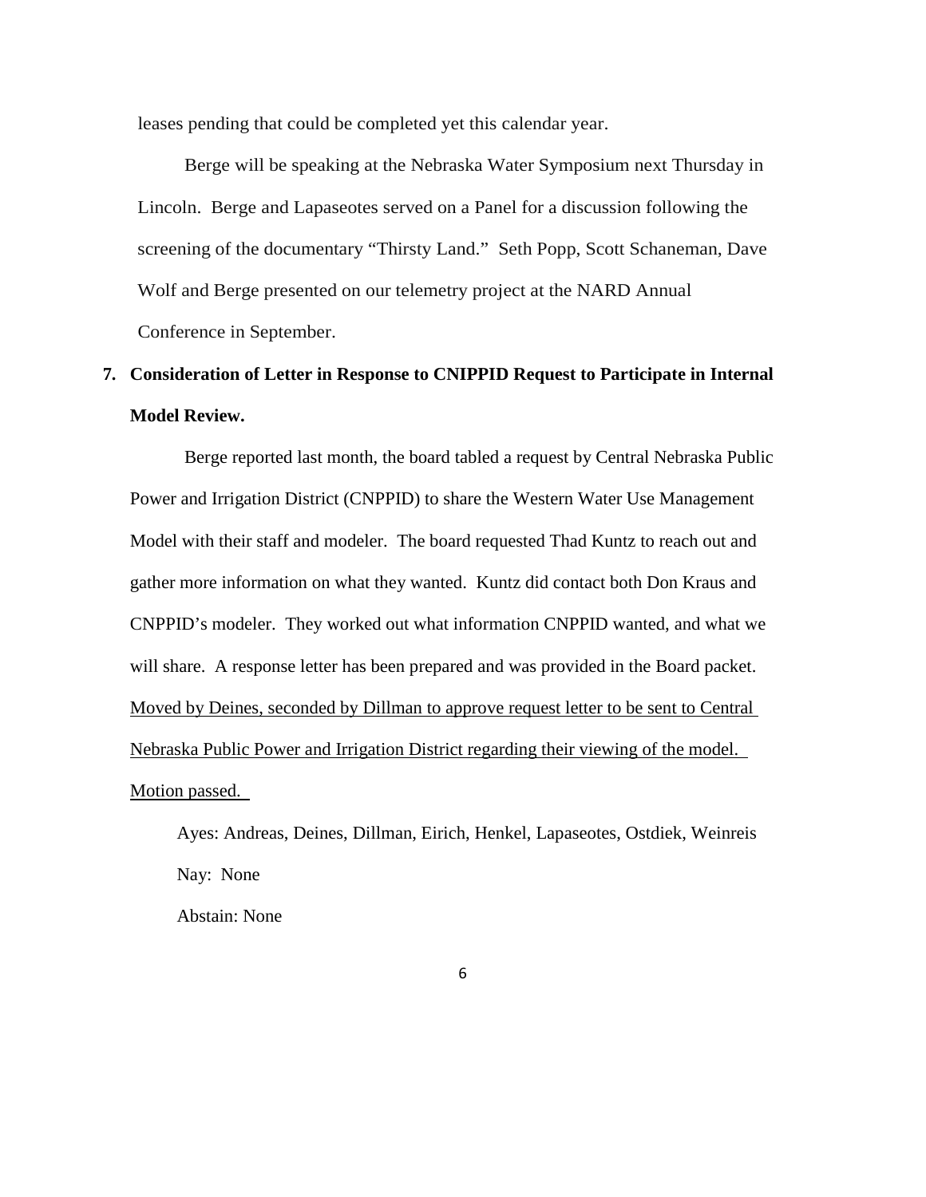leases pending that could be completed yet this calendar year.

Berge will be speaking at the Nebraska Water Symposium next Thursday in Lincoln. Berge and Lapaseotes served on a Panel for a discussion following the screening of the documentary "Thirsty Land." Seth Popp, Scott Schaneman, Dave Wolf and Berge presented on our telemetry project at the NARD Annual Conference in September.

**7. Consideration of Letter in Response to CNIPPID Request to Participate in Internal Model Review.**

Berge reported last month, the board tabled a request by Central Nebraska Public Power and Irrigation District (CNPPID) to share the Western Water Use Management Model with their staff and modeler. The board requested Thad Kuntz to reach out and gather more information on what they wanted. Kuntz did contact both Don Kraus and CNPPID's modeler. They worked out what information CNPPID wanted, and what we will share. A response letter has been prepared and was provided in the Board packet. <u>Moved by Deines, seconded by Dillman to approve request letter to be sent to Central Nebraska Public Power and Irrigation District regarding their viewing of the model. Motion passed.</u>

Ayes: Andreas, Deines, Dillman, Eirich, Henkel, Lapaseotes, Ostdiek, Weinreis

Nay: None

Abstain: None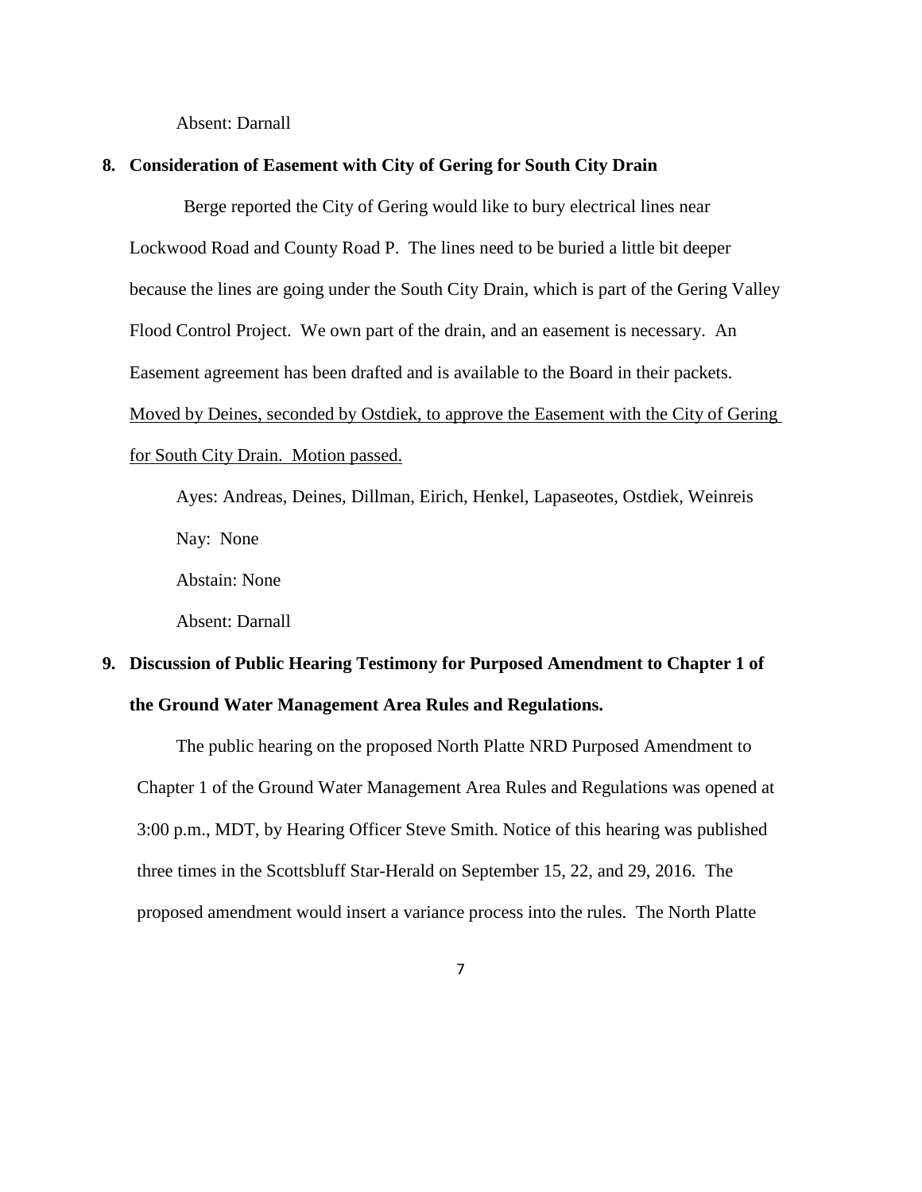Absent: Darnall

**8. Consideration of Easement with City of Gering for South City Drain**

Berge reported the City of Gering would like to bury electrical lines near Lockwood Road and County Road P. The lines need to be buried a little bit deeper because the lines are going under the South City Drain, which is part of the Gering Valley Flood Control Project. We own part of the drain, and an easement is necessary. An Easement agreement has been drafted and is available to the Board in their packets. Moved by Deines, seconded by Ostdiek, to approve the Easement with the City of Gering for South City Drain. Motion passed.

Ayes: Andreas, Deines, Dillman, Eirich, Henkel, Lapaseotes, Ostdiek, Weinreis

Nay: None

Abstain: None

Absent: Darnall

**9. Discussion of Public Hearing Testimony for Purposed Amendment to Chapter 1 of the Ground Water Management Area Rules and Regulations.**

The public hearing on the proposed North Platte NRD Purposed Amendment to Chapter 1 of the Ground Water Management Area Rules and Regulations was opened at 3:00 p.m., MDT, by Hearing Officer Steve Smith. Notice of this hearing was published three times in the Scottsbluff Star-Herald on September 15, 22, and 29, 2016. The proposed amendment would insert a variance process into the rules. The North Platte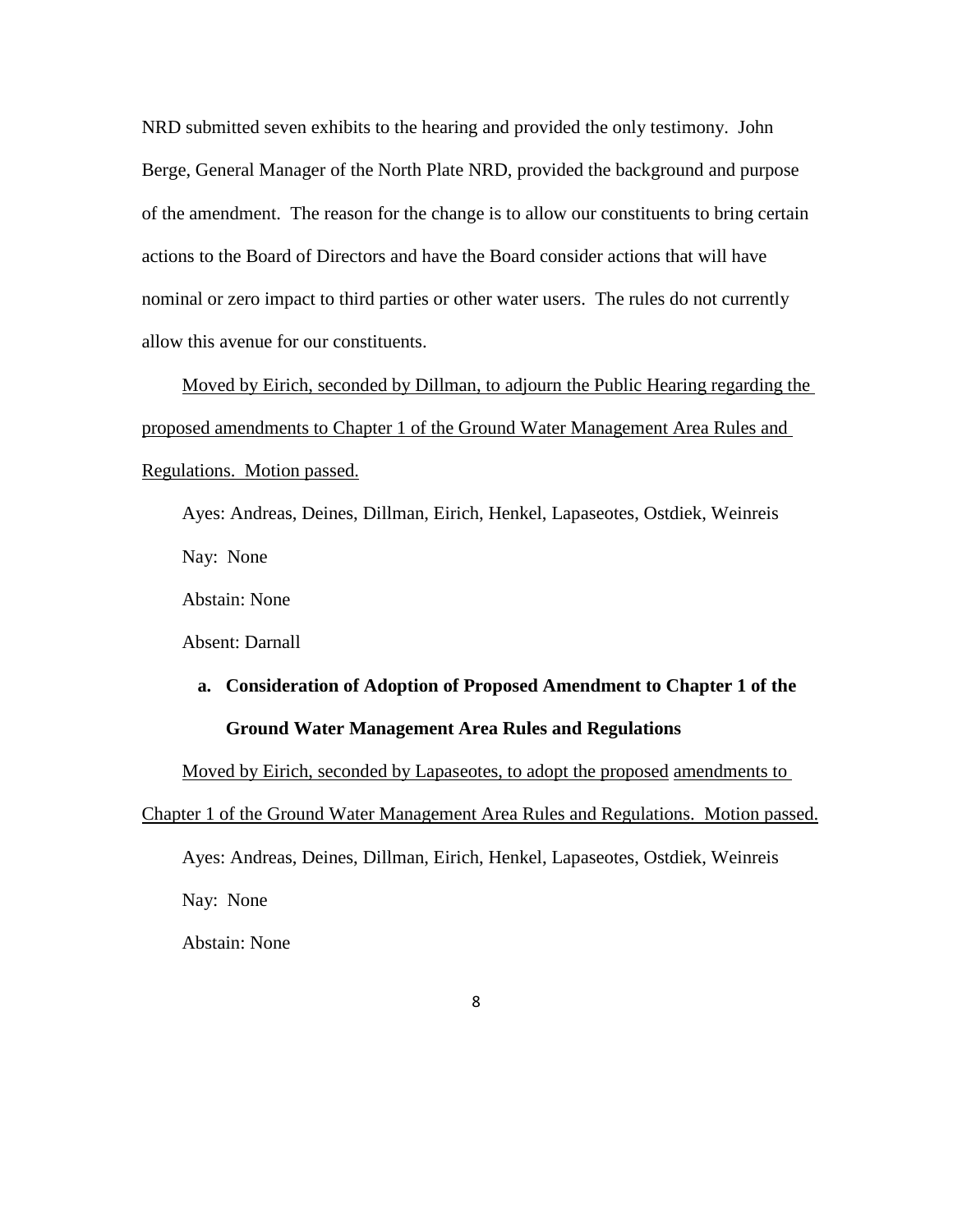NRD submitted seven exhibits to the hearing and provided the only testimony. John Berge, General Manager of the North Plate NRD, provided the background and purpose of the amendment. The reason for the change is to allow our constituents to bring certain actions to the Board of Directors and have the Board consider actions that will have nominal or zero impact to third parties or other water users. The rules do not currently allow this avenue for our constituents.

Moved by Eirich, seconded by Dillman, to adjourn the Public Hearing regarding the proposed amendments to Chapter 1 of the Ground Water Management Area Rules and Regulations. Motion passed.

Ayes: Andreas, Deines, Dillman, Eirich, Henkel, Lapaseotes, Ostdiek, Weinreis

Nay: None

Abstain: None

Absent: Darnall

**a. Consideration of Adoption of Proposed Amendment to Chapter 1 of the Ground Water Management Area Rules and Regulations**

Moved by Eirich, seconded by Lapaseotes, to adopt the proposed amendments to Chapter 1 of the Ground Water Management Area Rules and Regulations. Motion passed.

Ayes: Andreas, Deines, Dillman, Eirich, Henkel, Lapaseotes, Ostdiek, Weinreis

Nay: None

Abstain: None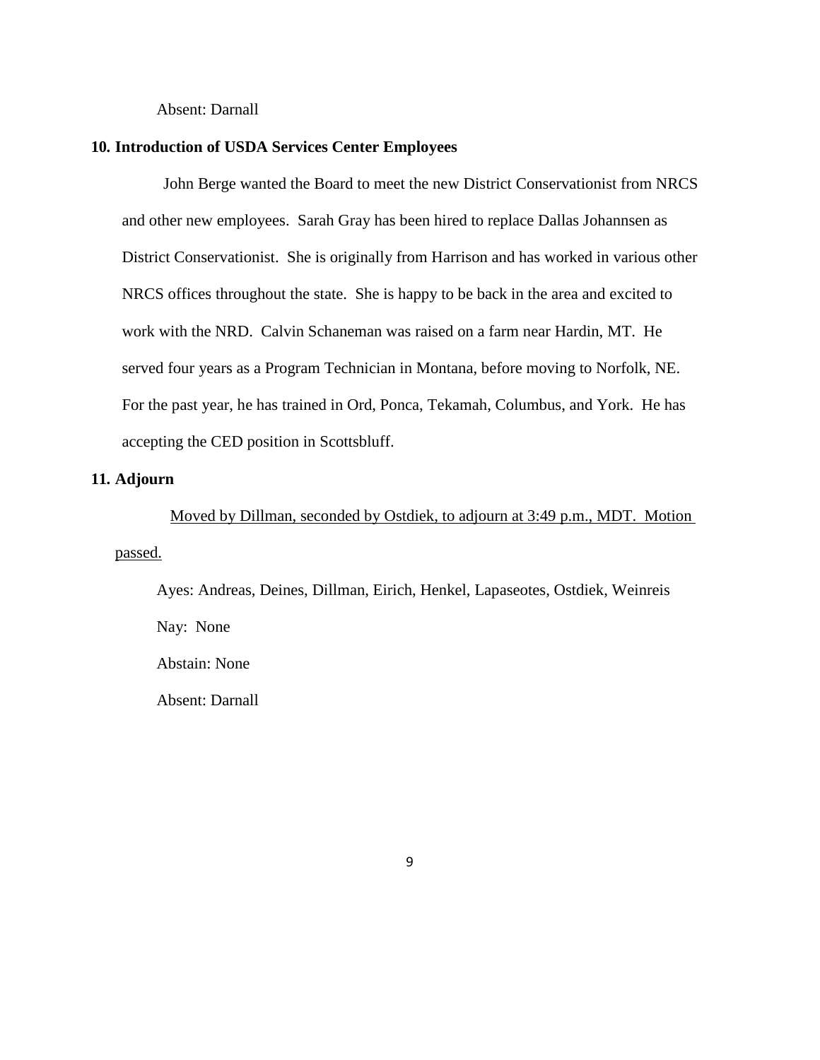Absent: Darnall

**10. Introduction of USDA Services Center Employees**

John Berge wanted the Board to meet the new District Conservationist from NRCS and other new employees. Sarah Gray has been hired to replace Dallas Johannsen as District Conservationist. She is originally from Harrison and has worked in various other NRCS offices throughout the state. She is happy to be back in the area and excited to work with the NRD. Calvin Schaneman was raised on a farm near Hardin, MT. He served four years as a Program Technician in Montana, before moving to Norfolk, NE. For the past year, he has trained in Ord, Ponca, Tekamah, Columbus, and York. He has accepting the CED position in Scottsbluff.

**11. Adjourn**

Moved by Dillman, seconded by Ostdiek, to adjourn at 3:49 p.m., MDT. Motion passed.

Ayes: Andreas, Deines, Dillman, Eirich, Henkel, Lapaseotes, Ostdiek, Weinreis

Nay: None

Abstain: None

Absent: Darnall